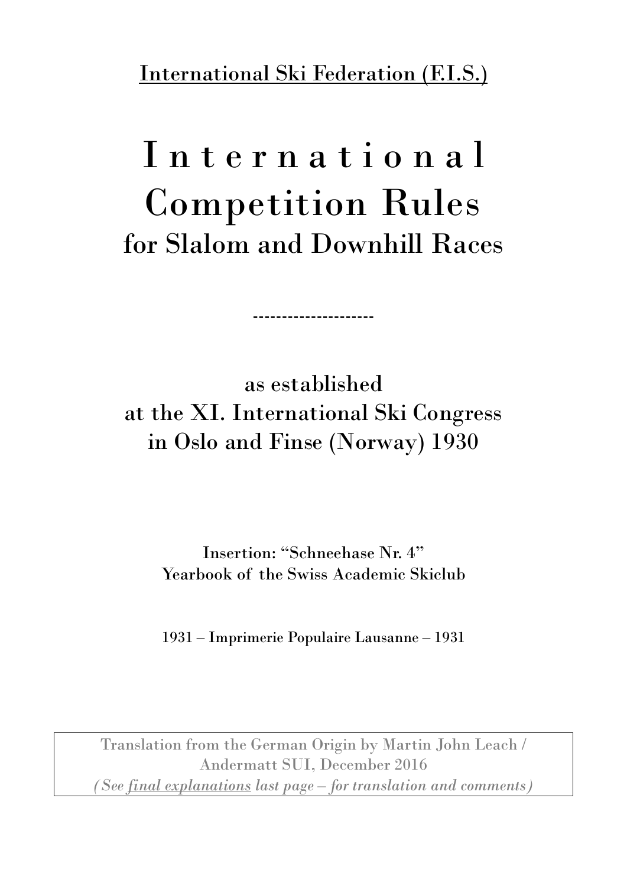<u>International Ski Federation (F.I.S.)</u>

# International Competition Rules
## for Slalom and Downhill Races

---

as established
at the XI. International Ski Congress
in Oslo and Finse (Norway) 1930

Insertion: "Schneehase Nr. 4"
Yearbook of the Swiss Academic Skiclub

1931 – Imprimerie Populaire Lausanne – 1931

Translation from the German Origin by Martin John Leach /
Andermatt SUI, December 2016
*(See <u>final explanations</u> last page – for translation and comments)*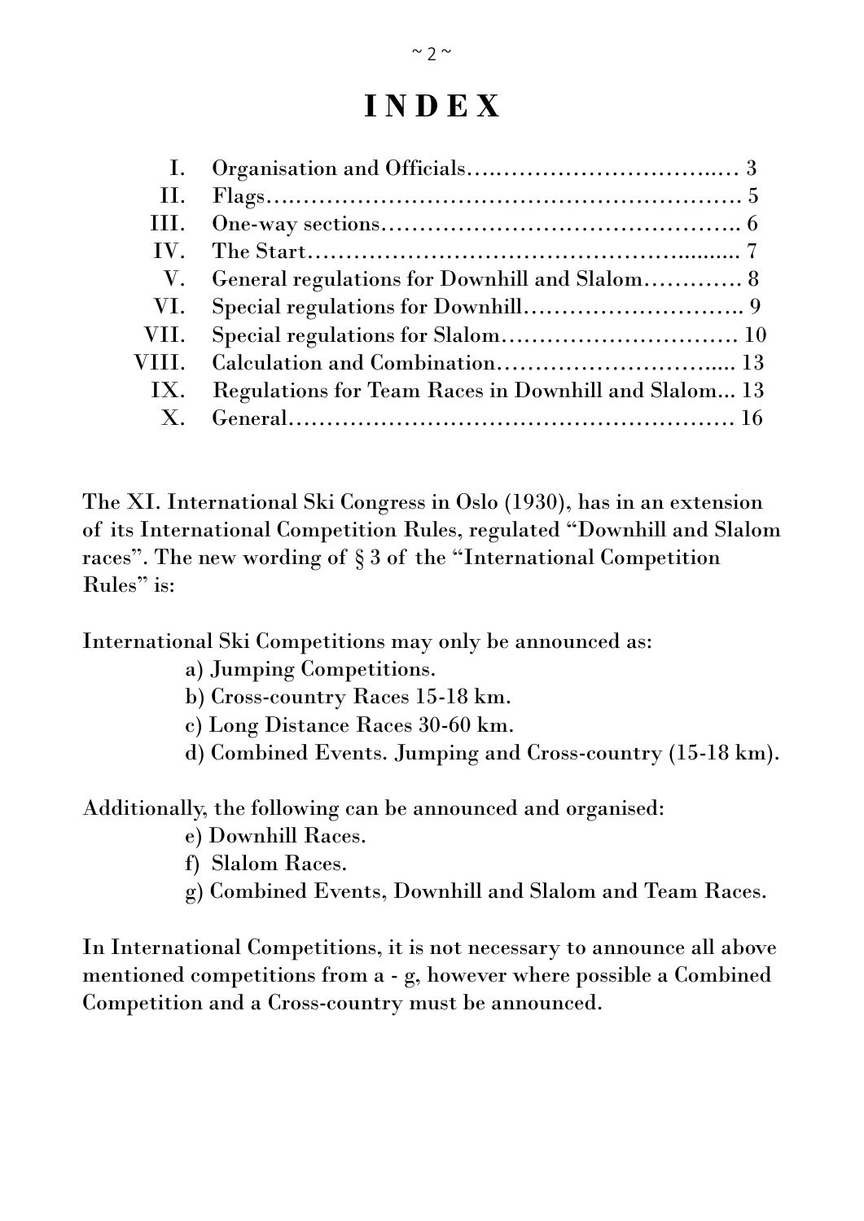# INDEX

| | | |
|---|---|---|
| I. | Organisation and Officials | 3 |
| II. | Flags | 5 |
| III. | One-way sections | 6 |
| IV. | The Start | 7 |
| V. | General regulations for Downhill and Slalom | 8 |
| VI. | Special regulations for Downhill | 9 |
| VII. | Special regulations for Slalom | 10 |
| VIII. | Calculation and Combination | 13 |
| IX. | Regulations for Team Races in Downhill and Slalom | 13 |
| X. | General | 16 |

The XI. International Ski Congress in Oslo (1930), has in an extension of its International Competition Rules, regulated "Downhill and Slalom races". The new wording of § 3 of the "International Competition Rules" is:

International Ski Competitions may only be announced as:

a) Jumping Competitions.
b) Cross-country Races 15-18 km.
c) Long Distance Races 30-60 km.
d) Combined Events. Jumping and Cross-country (15-18 km).

Additionally, the following can be announced and organised:

e) Downhill Races.
f) Slalom Races.
g) Combined Events, Downhill and Slalom and Team Races.

In International Competitions, it is not necessary to announce all above mentioned competitions from a - g, however where possible a Combined Competition and a Cross-country must be announced.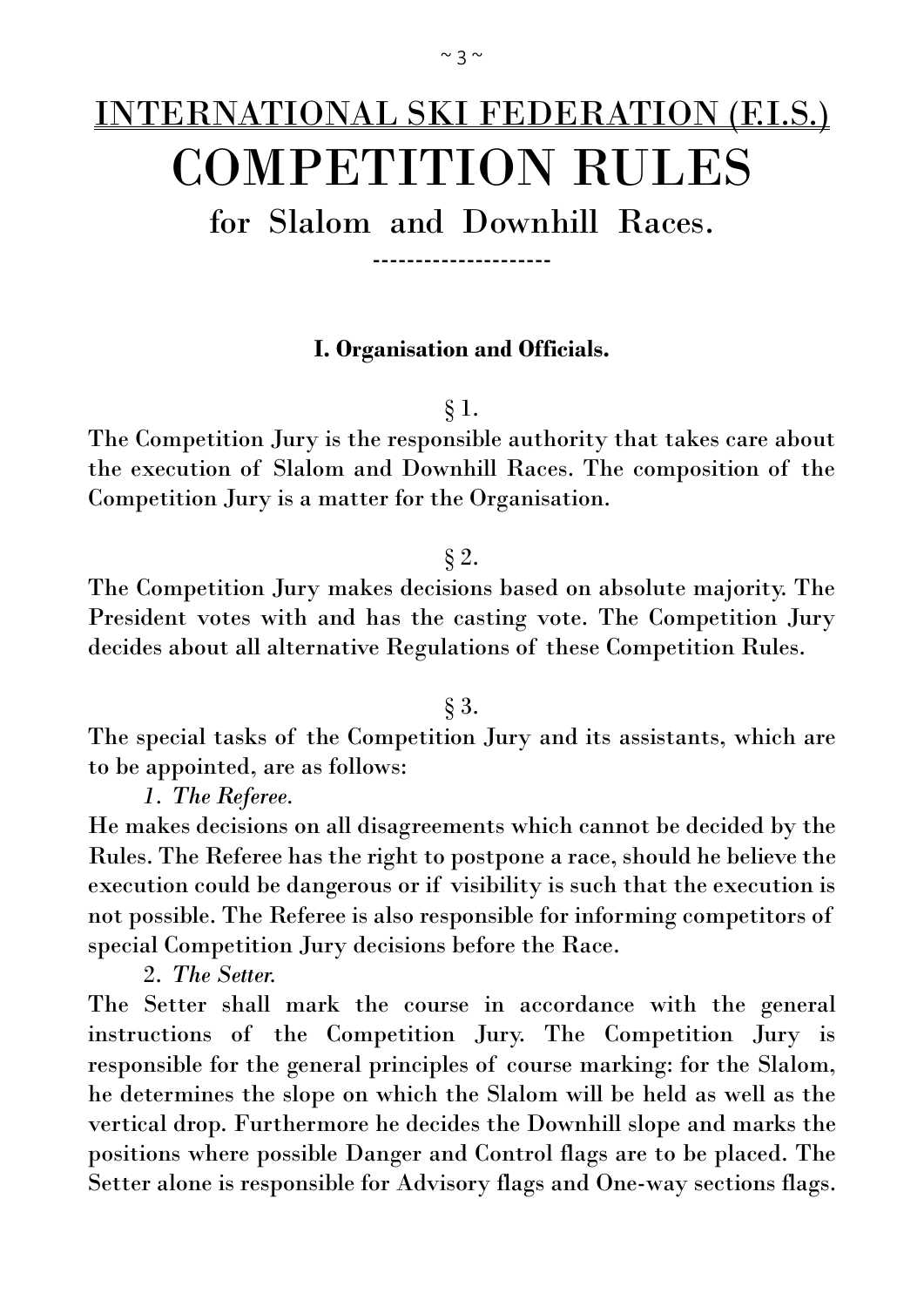# INTERNATIONAL SKI FEDERATION (F.I.S.)

# COMPETITION RULES

## for Slalom and Downhill Races.

---

### I. Organisation and Officials.

§ 1.

The Competition Jury is the responsible authority that takes care about the execution of Slalom and Downhill Races. The composition of the Competition Jury is a matter for the Organisation.

§ 2.

The Competition Jury makes decisions based on absolute majority. The President votes with and has the casting vote. The Competition Jury decides about all alternative Regulations of these Competition Rules.

§ 3.

The special tasks of the Competition Jury and its assistants, which are to be appointed, are as follows:

*1. The Referee.*

He makes decisions on all disagreements which cannot be decided by the Rules. The Referee has the right to postpone a race, should he believe the execution could be dangerous or if visibility is such that the execution is not possible. The Referee is also responsible for informing competitors of special Competition Jury decisions before the Race.

2. *The Setter.*

The Setter shall mark the course in accordance with the general instructions of the Competition Jury. The Competition Jury is responsible for the general principles of course marking: for the Slalom, he determines the slope on which the Slalom will be held as well as the vertical drop. Furthermore he decides the Downhill slope and marks the positions where possible Danger and Control flags are to be placed. The Setter alone is responsible for Advisory flags and One-way sections flags.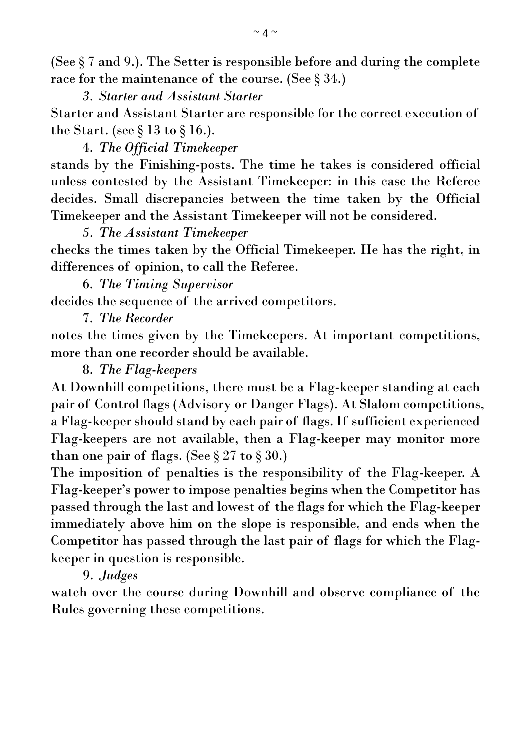(See § 7 and 9.). The Setter is responsible before and during the complete race for the maintenance of the course. (See § 34.)

*3. Starter and Assistant Starter*

Starter and Assistant Starter are responsible for the correct execution of the Start. (see § 13 to § 16.).

4. *The Official Timekeeper*

stands by the Finishing-posts. The time he takes is considered official unless contested by the Assistant Timekeeper: in this case the Referee decides. Small discrepancies between the time taken by the Official Timekeeper and the Assistant Timekeeper will not be considered.

*5. The Assistant Timekeeper*

checks the times taken by the Official Timekeeper. He has the right, in differences of opinion, to call the Referee.

6. *The Timing Supervisor*

decides the sequence of the arrived competitors.

7. *The Recorder*

notes the times given by the Timekeepers. At important competitions, more than one recorder should be available.

8. *The Flag-keepers*

At Downhill competitions, there must be a Flag-keeper standing at each pair of Control flags (Advisory or Danger Flags). At Slalom competitions, a Flag-keeper should stand by each pair of flags. If sufficient experienced Flag-keepers are not available, then a Flag-keeper may monitor more than one pair of flags. (See § 27 to § 30.)

The imposition of penalties is the responsibility of the Flag-keeper. A Flag-keeper's power to impose penalties begins when the Competitor has passed through the last and lowest of the flags for which the Flag-keeper immediately above him on the slope is responsible, and ends when the Competitor has passed through the last pair of flags for which the Flag-keeper in question is responsible.

9. *Judges*

watch over the course during Downhill and observe compliance of the Rules governing these competitions.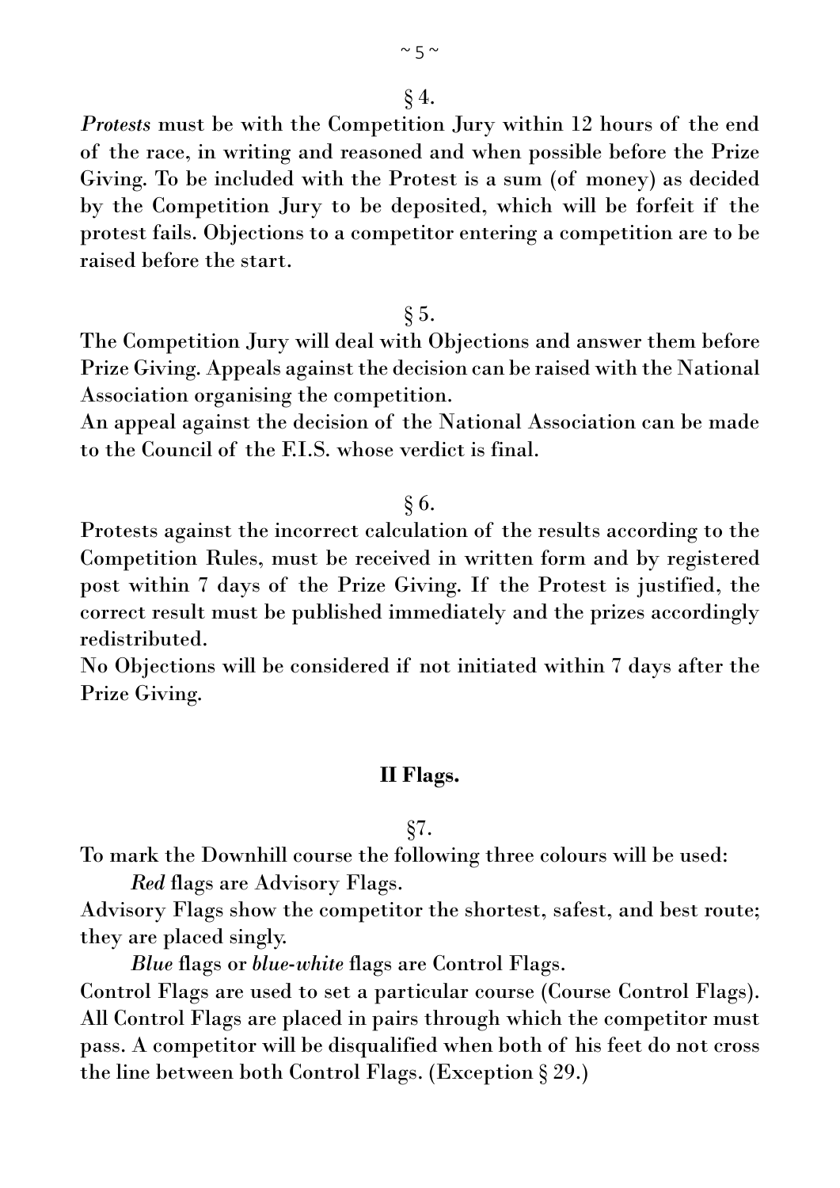§ 4.

*Protests* must be with the Competition Jury within 12 hours of the end of the race, in writing and reasoned and when possible before the Prize Giving. To be included with the Protest is a sum (of money) as decided by the Competition Jury to be deposited, which will be forfeit if the protest fails. Objections to a competitor entering a competition are to be raised before the start.

§ 5.

The Competition Jury will deal with Objections and answer them before Prize Giving. Appeals against the decision can be raised with the National Association organising the competition.

An appeal against the decision of the National Association can be made to the Council of the F.I.S. whose verdict is final.

§ 6.

Protests against the incorrect calculation of the results according to the Competition Rules, must be received in written form and by registered post within 7 days of the Prize Giving. If the Protest is justified, the correct result must be published immediately and the prizes accordingly redistributed.

No Objections will be considered if not initiated within 7 days after the Prize Giving.

## II Flags.

§7.

To mark the Downhill course the following three colours will be used:

*Red* flags are Advisory Flags.

Advisory Flags show the competitor the shortest, safest, and best route; they are placed singly.

*Blue* flags or *blue-white* flags are Control Flags.

Control Flags are used to set a particular course (Course Control Flags). All Control Flags are placed in pairs through which the competitor must pass. A competitor will be disqualified when both of his feet do not cross the line between both Control Flags. (Exception § 29.)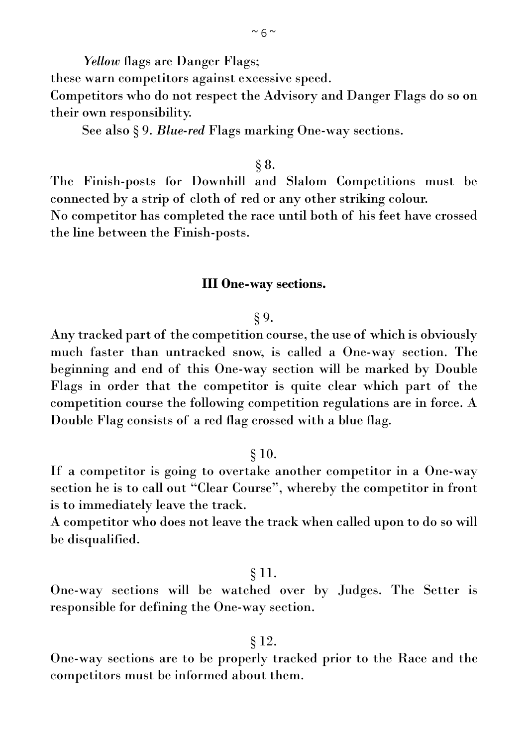*Yellow* flags are Danger Flags;
these warn competitors against excessive speed.
Competitors who do not respect the Advisory and Danger Flags do so on their own responsibility.

See also § 9. *Blue-red* Flags marking One-way sections.

§ 8.

The Finish-posts for Downhill and Slalom Competitions must be connected by a strip of cloth of red or any other striking colour.
No competitor has completed the race until both of his feet have crossed the line between the Finish-posts.

## III One-way sections.

§ 9.

Any tracked part of the competition course, the use of which is obviously much faster than untracked snow, is called a One-way section. The beginning and end of this One-way section will be marked by Double Flags in order that the competitor is quite clear which part of the competition course the following competition regulations are in force. A Double Flag consists of a red flag crossed with a blue flag.

§ 10.

If a competitor is going to overtake another competitor in a One-way section he is to call out "Clear Course", whereby the competitor in front is to immediately leave the track.
A competitor who does not leave the track when called upon to do so will be disqualified.

§ 11.

One-way sections will be watched over by Judges. The Setter is responsible for defining the One-way section.

§ 12.

One-way sections are to be properly tracked prior to the Race and the competitors must be informed about them.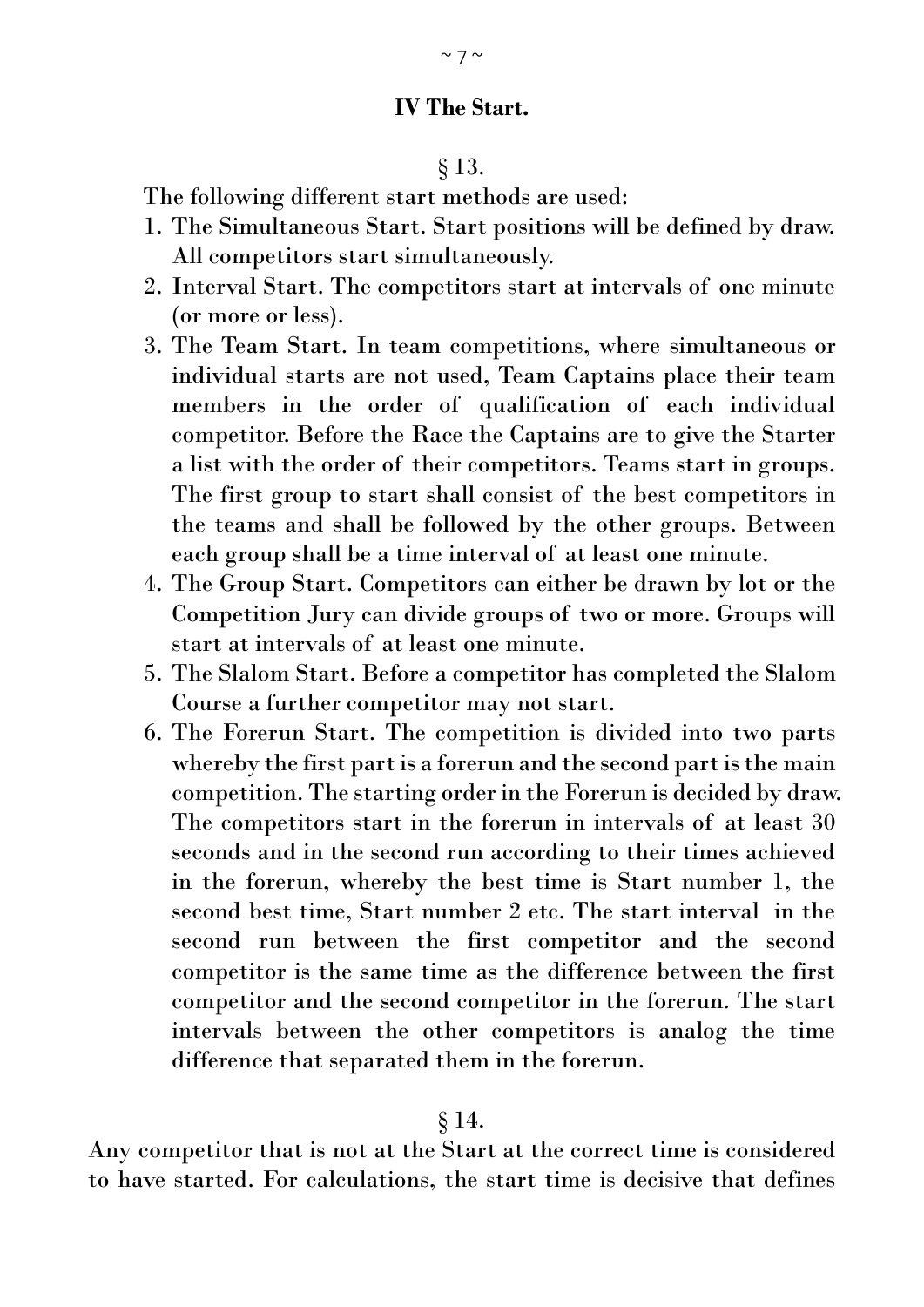## IV The Start.

§ 13.

The following different start methods are used:

1. The Simultaneous Start. Start positions will be defined by draw. All competitors start simultaneously.
2. Interval Start. The competitors start at intervals of one minute (or more or less).
3. The Team Start. In team competitions, where simultaneous or individual starts are not used, Team Captains place their team members in the order of qualification of each individual competitor. Before the Race the Captains are to give the Starter a list with the order of their competitors. Teams start in groups. The first group to start shall consist of the best competitors in the teams and shall be followed by the other groups. Between each group shall be a time interval of at least one minute.
4. The Group Start. Competitors can either be drawn by lot or the Competition Jury can divide groups of two or more. Groups will start at intervals of at least one minute.
5. The Slalom Start. Before a competitor has completed the Slalom Course a further competitor may not start.
6. The Forerun Start. The competition is divided into two parts whereby the first part is a forerun and the second part is the main competition. The starting order in the Forerun is decided by draw. The competitors start in the forerun in intervals of at least 30 seconds and in the second run according to their times achieved in the forerun, whereby the best time is Start number 1, the second best time, Start number 2 etc. The start interval in the second run between the first competitor and the second competitor is the same time as the difference between the first competitor and the second competitor in the forerun. The start intervals between the other competitors is analog the time difference that separated them in the forerun.

§ 14.

Any competitor that is not at the Start at the correct time is considered to have started. For calculations, the start time is decisive that defines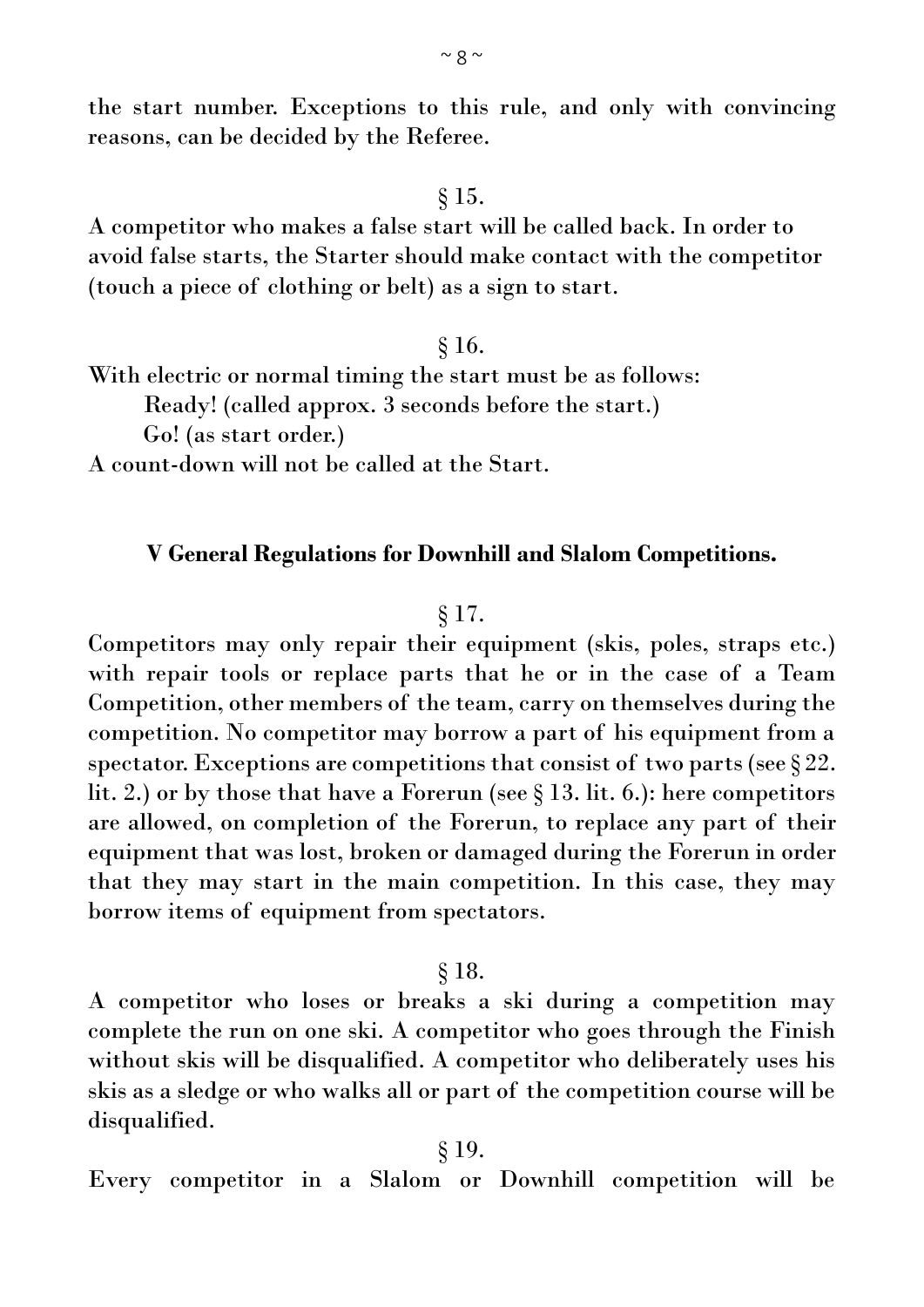the start number. Exceptions to this rule, and only with convincing reasons, can be decided by the Referee.

§ 15.

A competitor who makes a false start will be called back. In order to avoid false starts, the Starter should make contact with the competitor (touch a piece of clothing or belt) as a sign to start.

§ 16.

With electric or normal timing the start must be as follows:

Ready! (called approx. 3 seconds before the start.)

Go! (as start order.)

A count-down will not be called at the Start.

## V General Regulations for Downhill and Slalom Competitions.

§ 17.

Competitors may only repair their equipment (skis, poles, straps etc.) with repair tools or replace parts that he or in the case of a Team Competition, other members of the team, carry on themselves during the competition. No competitor may borrow a part of his equipment from a spectator. Exceptions are competitions that consist of two parts (see § 22. lit. 2.) or by those that have a Forerun (see § 13. lit. 6.): here competitors are allowed, on completion of the Forerun, to replace any part of their equipment that was lost, broken or damaged during the Forerun in order that they may start in the main competition. In this case, they may borrow items of equipment from spectators.

§ 18.

A competitor who loses or breaks a ski during a competition may complete the run on one ski. A competitor who goes through the Finish without skis will be disqualified. A competitor who deliberately uses his skis as a sledge or who walks all or part of the competition course will be disqualified.

§ 19.

Every competitor in a Slalom or Downhill competition will be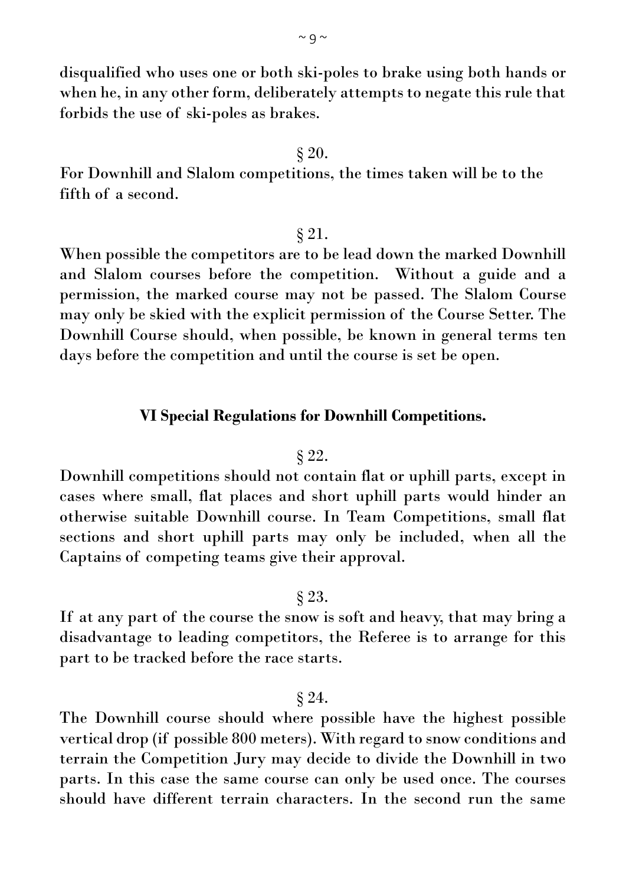disqualified who uses one or both ski-poles to brake using both hands or when he, in any other form, deliberately attempts to negate this rule that forbids the use of ski-poles as brakes.

§ 20.

For Downhill and Slalom competitions, the times taken will be to the fifth of a second.

§ 21.

When possible the competitors are to be lead down the marked Downhill and Slalom courses before the competition. Without a guide and a permission, the marked course may not be passed. The Slalom Course may only be skied with the explicit permission of the Course Setter. The Downhill Course should, when possible, be known in general terms ten days before the competition and until the course is set be open.

## VI Special Regulations for Downhill Competitions.

§ 22.

Downhill competitions should not contain flat or uphill parts, except in cases where small, flat places and short uphill parts would hinder an otherwise suitable Downhill course. In Team Competitions, small flat sections and short uphill parts may only be included, when all the Captains of competing teams give their approval.

§ 23.

If at any part of the course the snow is soft and heavy, that may bring a disadvantage to leading competitors, the Referee is to arrange for this part to be tracked before the race starts.

§ 24.

The Downhill course should where possible have the highest possible vertical drop (if possible 800 meters). With regard to snow conditions and terrain the Competition Jury may decide to divide the Downhill in two parts. In this case the same course can only be used once. The courses should have different terrain characters. In the second run the same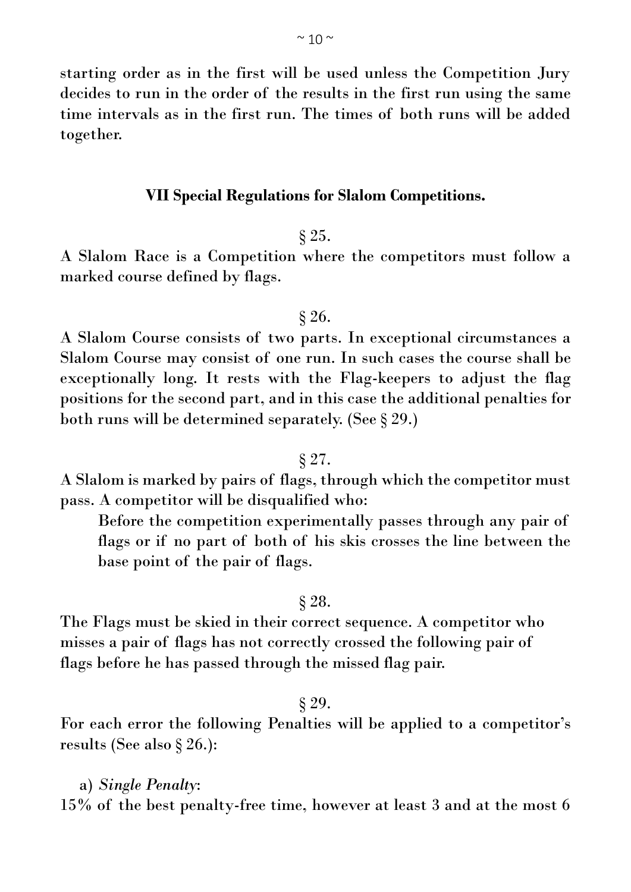starting order as in the first will be used unless the Competition Jury decides to run in the order of the results in the first run using the same time intervals as in the first run. The times of both runs will be added together.

## VII Special Regulations for Slalom Competitions.

§ 25.

A Slalom Race is a Competition where the competitors must follow a marked course defined by flags.

§ 26.

A Slalom Course consists of two parts. In exceptional circumstances a Slalom Course may consist of one run. In such cases the course shall be exceptionally long. It rests with the Flag-keepers to adjust the flag positions for the second part, and in this case the additional penalties for both runs will be determined separately. (See § 29.)

§ 27.

A Slalom is marked by pairs of flags, through which the competitor must pass. A competitor will be disqualified who:

> Before the competition experimentally passes through any pair of flags or if no part of both of his skis crosses the line between the base point of the pair of flags.

§ 28.

The Flags must be skied in their correct sequence. A competitor who misses a pair of flags has not correctly crossed the following pair of flags before he has passed through the missed flag pair.

§ 29.

For each error the following Penalties will be applied to a competitor's results (See also § 26.):

a) *Single Penalty*:

15% of the best penalty-free time, however at least 3 and at the most 6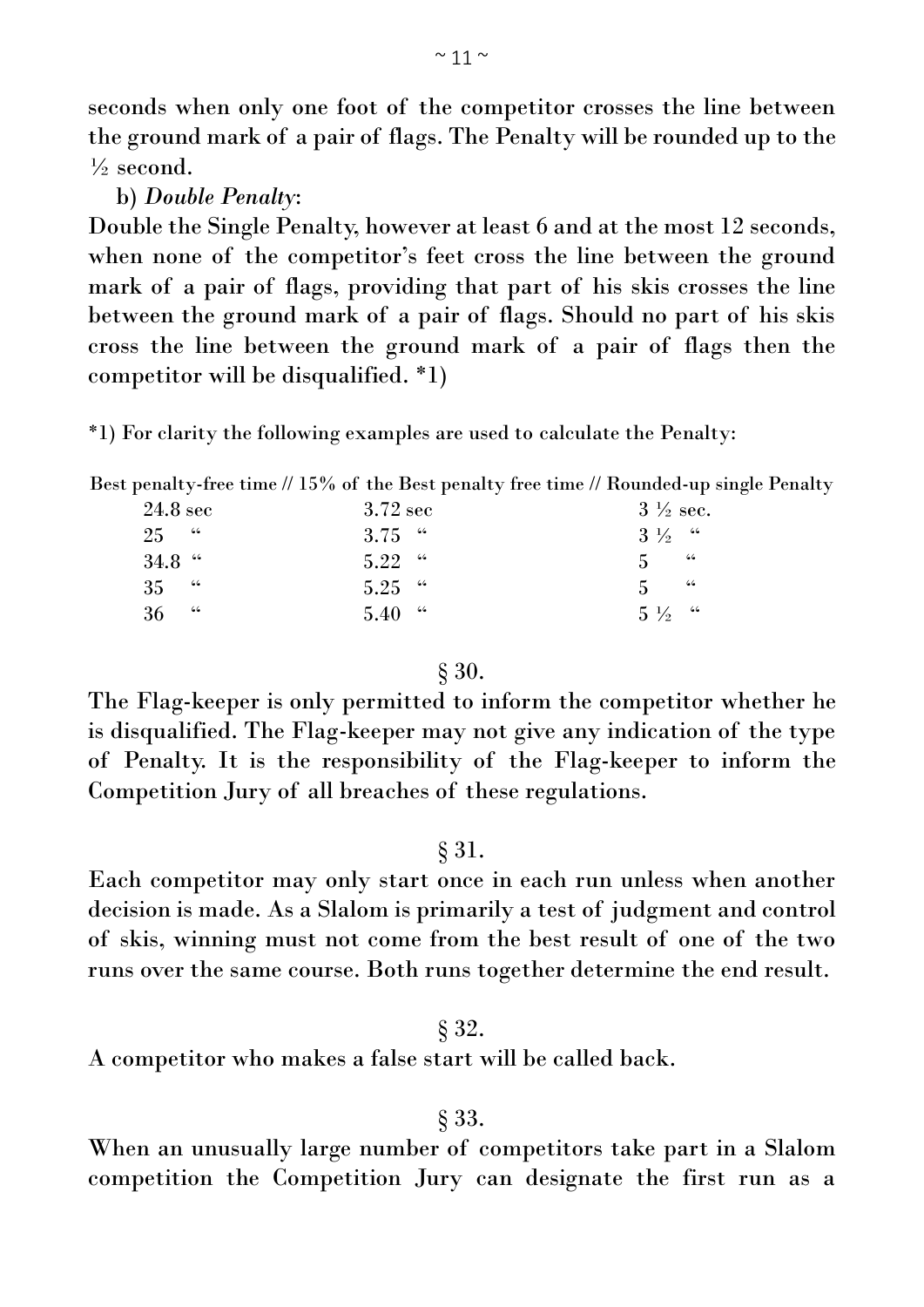seconds when only one foot of the competitor crosses the line between the ground mark of a pair of flags. The Penalty will be rounded up to the ½ second.

b) *Double Penalty*:

Double the Single Penalty, however at least 6 and at the most 12 seconds, when none of the competitor's feet cross the line between the ground mark of a pair of flags, providing that part of his skis crosses the line between the ground mark of a pair of flags. Should no part of his skis cross the line between the ground mark of a pair of flags then the competitor will be disqualified. *1)

*1) For clarity the following examples are used to calculate the Penalty:

| Best penalty-free time | 15% of the Best penalty free time | Rounded-up single Penalty |
|---|---|---|
| 24.8 sec | 3.72 sec | 3 ½ sec. |
| 25 " | 3.75 " | 3 ½ " |
| 34.8 " | 5.22 " | 5 " |
| 35 " | 5.25 " | 5 " |
| 36 " | 5.40 " | 5 ½ " |

§ 30.

The Flag-keeper is only permitted to inform the competitor whether he is disqualified. The Flag-keeper may not give any indication of the type of Penalty. It is the responsibility of the Flag-keeper to inform the Competition Jury of all breaches of these regulations.

§ 31.

Each competitor may only start once in each run unless when another decision is made. As a Slalom is primarily a test of judgment and control of skis, winning must not come from the best result of one of the two runs over the same course. Both runs together determine the end result.

§ 32.

A competitor who makes a false start will be called back.

§ 33.

When an unusually large number of competitors take part in a Slalom competition the Competition Jury can designate the first run as a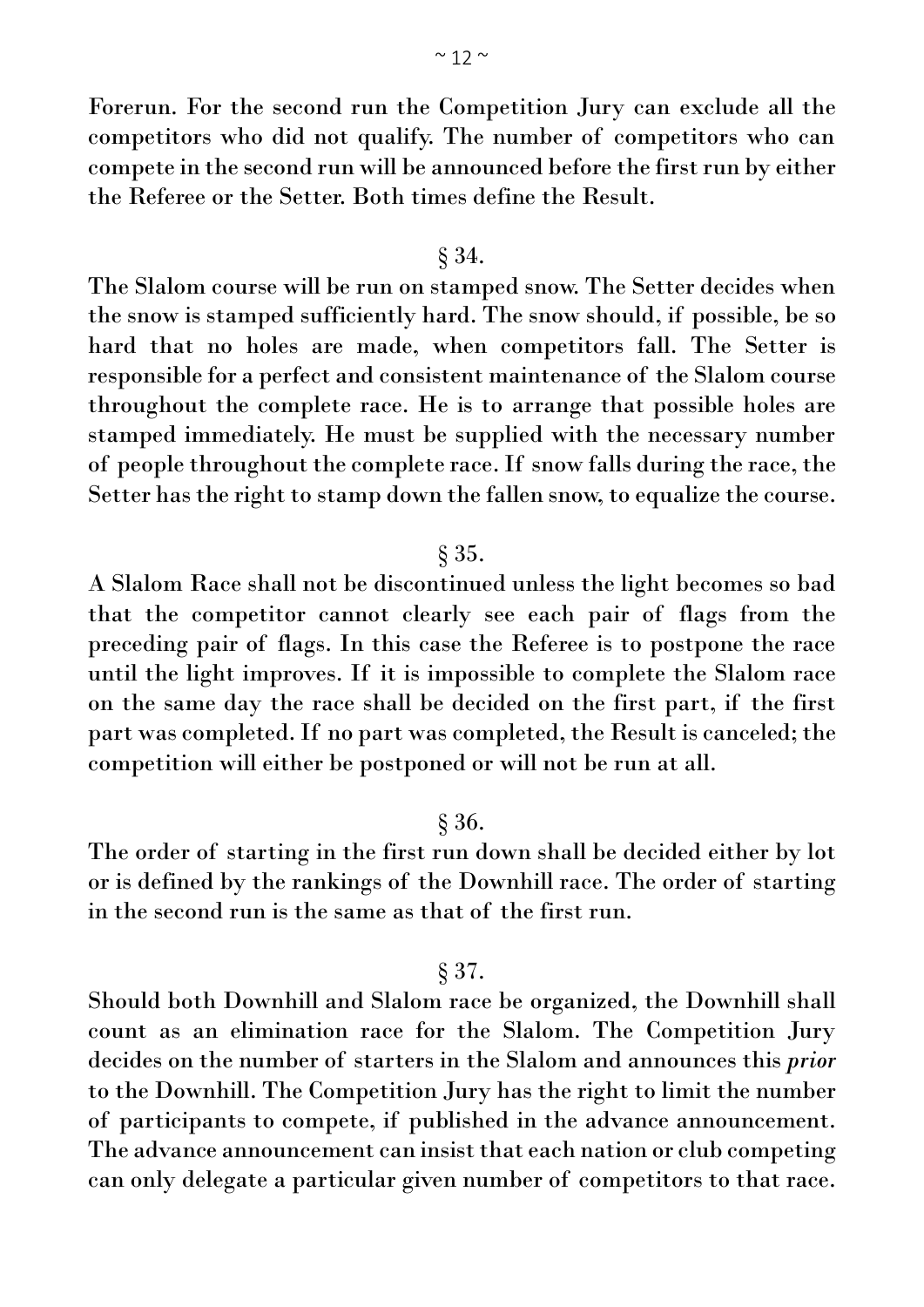Forerun. For the second run the Competition Jury can exclude all the competitors who did not qualify. The number of competitors who can compete in the second run will be announced before the first run by either the Referee or the Setter. Both times define the Result.

§ 34.

The Slalom course will be run on stamped snow. The Setter decides when the snow is stamped sufficiently hard. The snow should, if possible, be so hard that no holes are made, when competitors fall. The Setter is responsible for a perfect and consistent maintenance of the Slalom course throughout the complete race. He is to arrange that possible holes are stamped immediately. He must be supplied with the necessary number of people throughout the complete race. If snow falls during the race, the Setter has the right to stamp down the fallen snow, to equalize the course.

§ 35.

A Slalom Race shall not be discontinued unless the light becomes so bad that the competitor cannot clearly see each pair of flags from the preceding pair of flags. In this case the Referee is to postpone the race until the light improves. If it is impossible to complete the Slalom race on the same day the race shall be decided on the first part, if the first part was completed. If no part was completed, the Result is canceled; the competition will either be postponed or will not be run at all.

§ 36.

The order of starting in the first run down shall be decided either by lot or is defined by the rankings of the Downhill race. The order of starting in the second run is the same as that of the first run.

§ 37.

Should both Downhill and Slalom race be organized, the Downhill shall count as an elimination race for the Slalom. The Competition Jury decides on the number of starters in the Slalom and announces this *prior* to the Downhill. The Competition Jury has the right to limit the number of participants to compete, if published in the advance announcement. The advance announcement can insist that each nation or club competing can only delegate a particular given number of competitors to that race.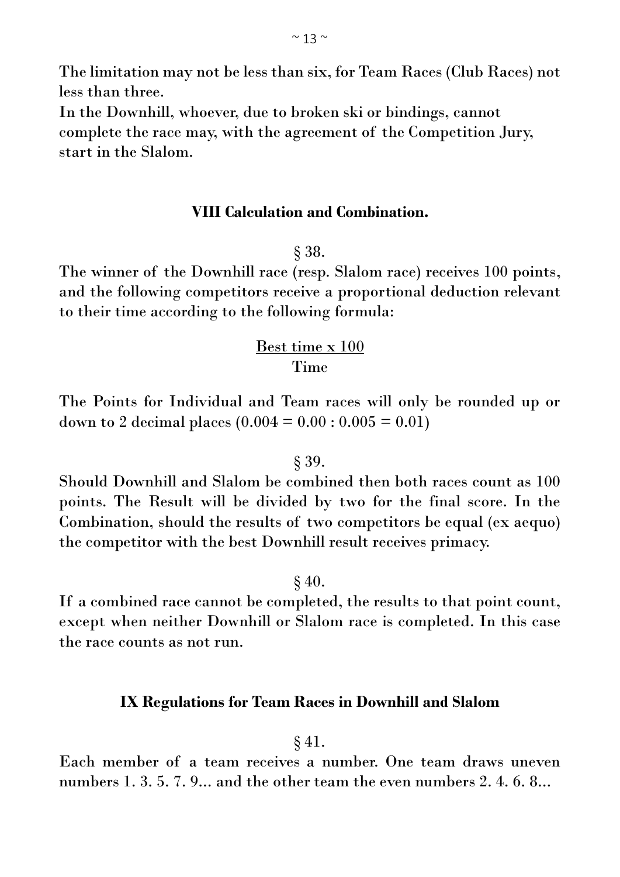The limitation may not be less than six, for Team Races (Club Races) not less than three.

In the Downhill, whoever, due to broken ski or bindings, cannot complete the race may, with the agreement of the Competition Jury, start in the Slalom.

## VIII Calculation and Combination.

§ 38.

The winner of the Downhill race (resp. Slalom race) receives 100 points, and the following competitors receive a proportional deduction relevant to their time according to the following formula:

$$\frac{\text{Best time} \times 100}{\text{Time}}$$

The Points for Individual and Team races will only be rounded up or down to 2 decimal places (0.004 = 0.00 : 0.005 = 0.01)

§ 39.

Should Downhill and Slalom be combined then both races count as 100 points. The Result will be divided by two for the final score. In the Combination, should the results of two competitors be equal (ex aequo) the competitor with the best Downhill result receives primacy.

§ 40.

If a combined race cannot be completed, the results to that point count, except when neither Downhill or Slalom race is completed. In this case the race counts as not run.

## IX Regulations for Team Races in Downhill and Slalom

§ 41.

Each member of a team receives a number. One team draws uneven numbers 1. 3. 5. 7. 9... and the other team the even numbers 2. 4. 6. 8...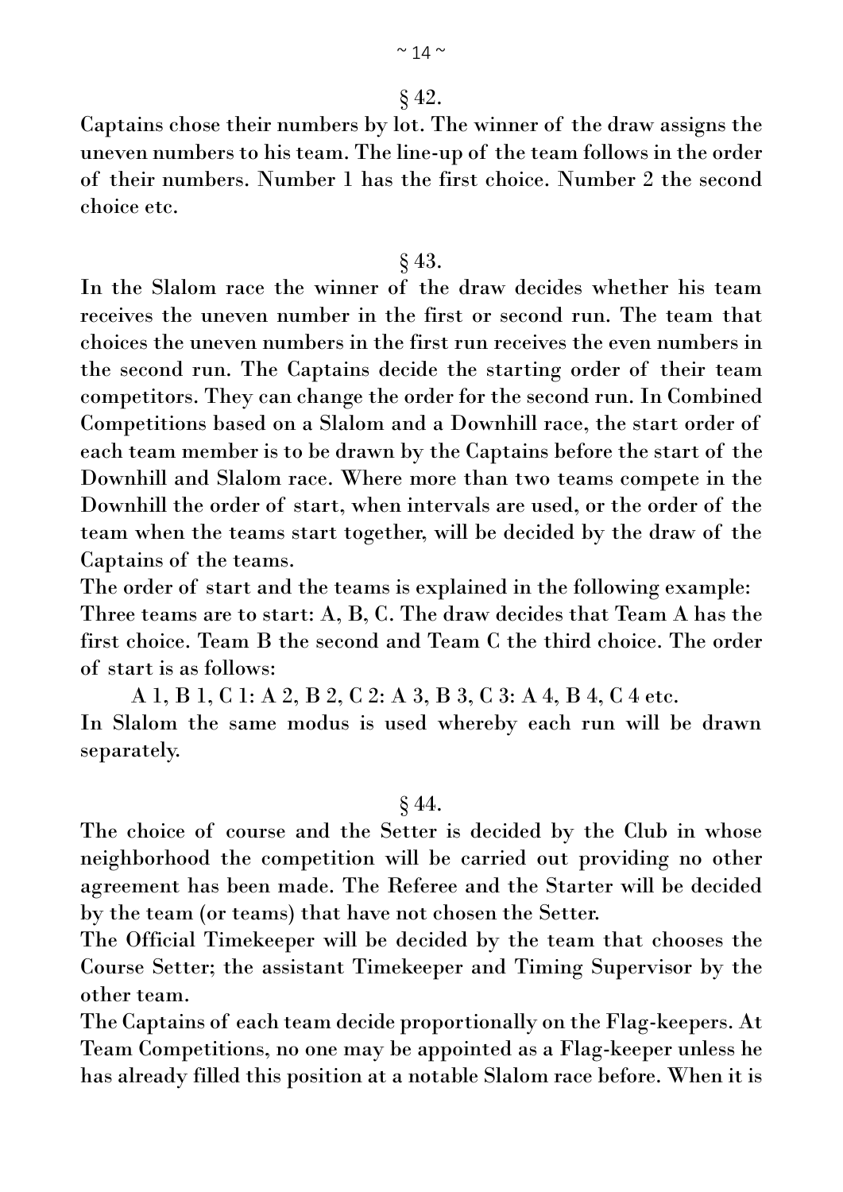## § 42.

Captains chose their numbers by lot. The winner of the draw assigns the uneven numbers to his team. The line-up of the team follows in the order of their numbers. Number 1 has the first choice. Number 2 the second choice etc.

## § 43.

In the Slalom race the winner of the draw decides whether his team receives the uneven number in the first or second run. The team that choices the uneven numbers in the first run receives the even numbers in the second run. The Captains decide the starting order of their team competitors. They can change the order for the second run. In Combined Competitions based on a Slalom and a Downhill race, the start order of each team member is to be drawn by the Captains before the start of the Downhill and Slalom race. Where more than two teams compete in the Downhill the order of start, when intervals are used, or the order of the team when the teams start together, will be decided by the draw of the Captains of the teams.

The order of start and the teams is explained in the following example: Three teams are to start: A, B, C. The draw decides that Team A has the first choice. Team B the second and Team C the third choice. The order of start is as follows:

A 1, B 1, C 1: A 2, B 2, C 2: A 3, B 3, C 3: A 4, B 4, C 4 etc.

In Slalom the same modus is used whereby each run will be drawn separately.

## § 44.

The choice of course and the Setter is decided by the Club in whose neighborhood the competition will be carried out providing no other agreement has been made. The Referee and the Starter will be decided by the team (or teams) that have not chosen the Setter.

The Official Timekeeper will be decided by the team that chooses the Course Setter; the assistant Timekeeper and Timing Supervisor by the other team.

The Captains of each team decide proportionally on the Flag-keepers. At Team Competitions, no one may be appointed as a Flag-keeper unless he has already filled this position at a notable Slalom race before. When it is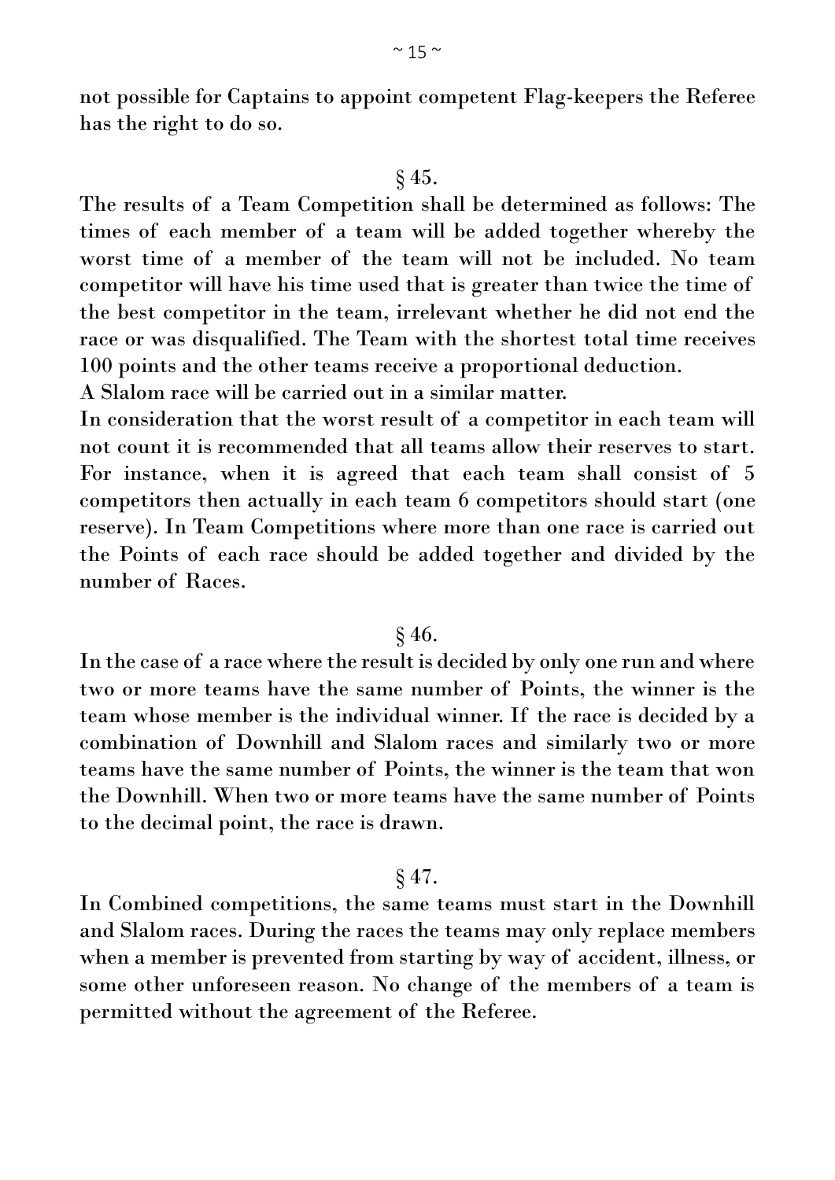not possible for Captains to appoint competent Flag-keepers the Referee has the right to do so.

## § 45.

The results of a Team Competition shall be determined as follows: The times of each member of a team will be added together whereby the worst time of a member of the team will not be included. No team competitor will have his time used that is greater than twice the time of the best competitor in the team, irrelevant whether he did not end the race or was disqualified. The Team with the shortest total time receives 100 points and the other teams receive a proportional deduction.
A Slalom race will be carried out in a similar matter.
In consideration that the worst result of a competitor in each team will not count it is recommended that all teams allow their reserves to start. For instance, when it is agreed that each team shall consist of 5 competitors then actually in each team 6 competitors should start (one reserve). In Team Competitions where more than one race is carried out the Points of each race should be added together and divided by the number of Races.

## § 46.

In the case of a race where the result is decided by only one run and where two or more teams have the same number of Points, the winner is the team whose member is the individual winner. If the race is decided by a combination of Downhill and Slalom races and similarly two or more teams have the same number of Points, the winner is the team that won the Downhill. When two or more teams have the same number of Points to the decimal point, the race is drawn.

## § 47.

In Combined competitions, the same teams must start in the Downhill and Slalom races. During the races the teams may only replace members when a member is prevented from starting by way of accident, illness, or some other unforeseen reason. No change of the members of a team is permitted without the agreement of the Referee.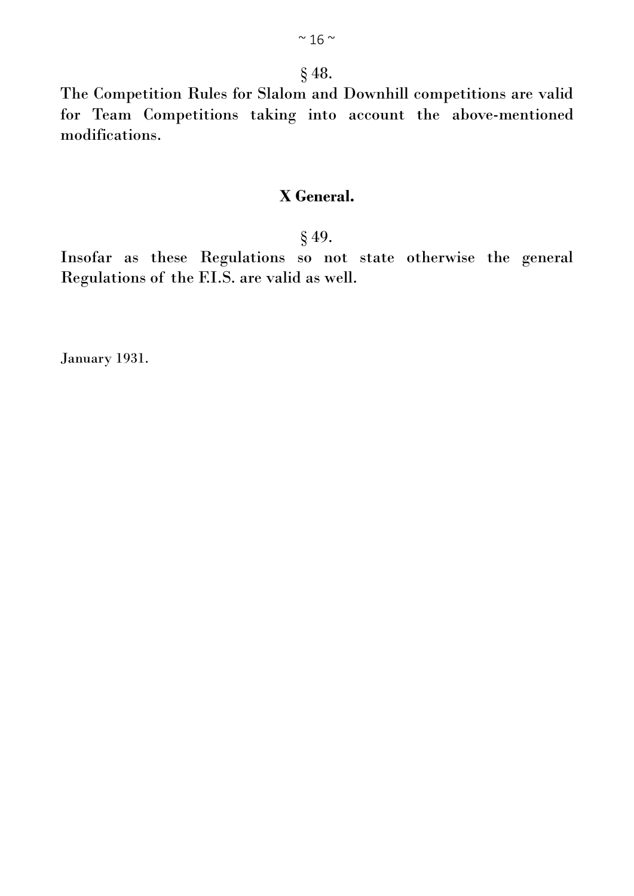§ 48.

The Competition Rules for Slalom and Downhill competitions are valid for Team Competitions taking into account the above-mentioned modifications.

## X General.

§ 49.

Insofar as these Regulations so not state otherwise the general Regulations of the F.I.S. are valid as well.

January 1931.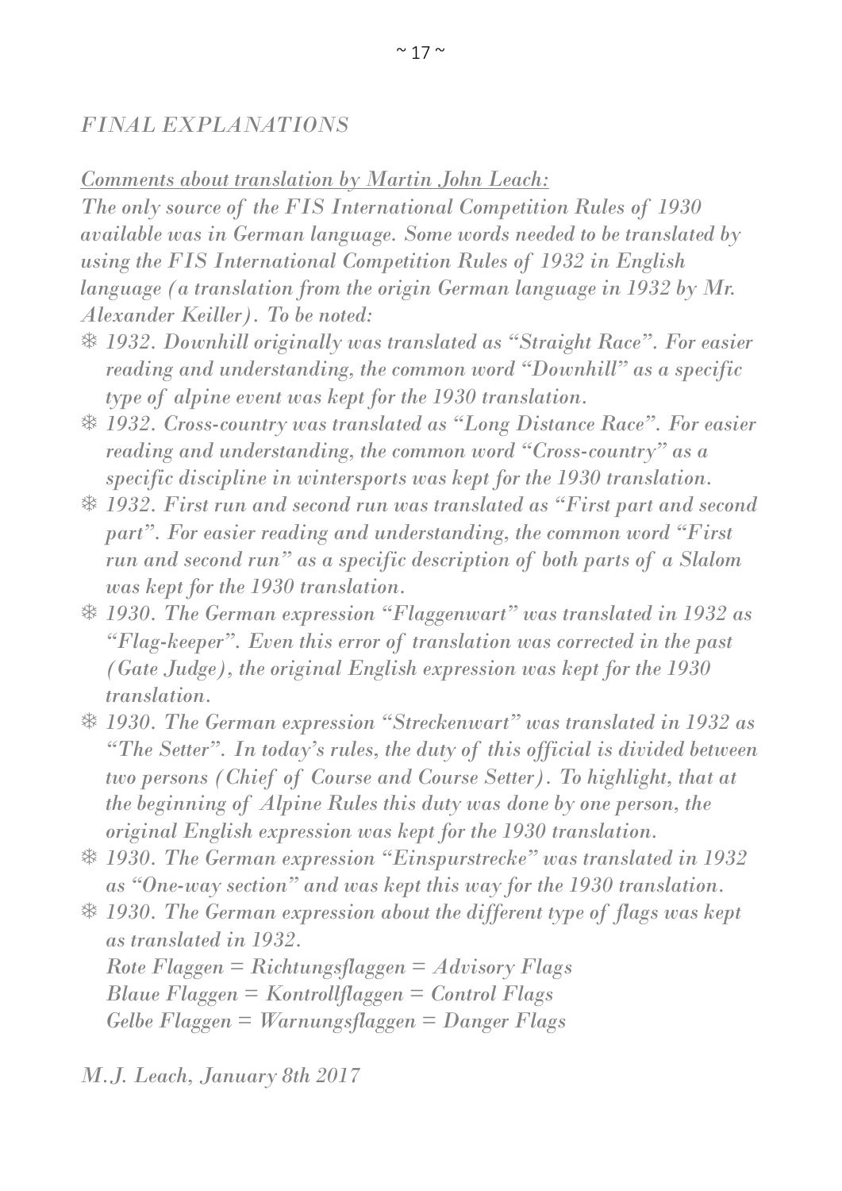## *FINAL EXPLANATIONS*

*<u>Comments about translation by Martin John Leach:</u>*

*The only source of the FIS International Competition Rules of 1930 available was in German language. Some words needed to be translated by using the FIS International Competition Rules of 1932 in English language (a translation from the origin German language in 1932 by Mr. Alexander Keiller). To be noted:*

- *1932. Downhill originally was translated as "Straight Race". For easier reading and understanding, the common word "Downhill" as a specific type of alpine event was kept for the 1930 translation.*
- *1932. Cross-country was translated as "Long Distance Race". For easier reading and understanding, the common word "Cross-country" as a specific discipline in wintersports was kept for the 1930 translation.*
- *1932. First run and second run was translated as "First part and second part". For easier reading and understanding, the common word "First run and second run" as a specific description of both parts of a Slalom was kept for the 1930 translation.*
- *1930. The German expression "Flaggenwart" was translated in 1932 as "Flag-keeper". Even this error of translation was corrected in the past (Gate Judge), the original English expression was kept for the 1930 translation.*
- *1930. The German expression "Streckenwart" was translated in 1932 as "The Setter". In today's rules, the duty of this official is divided between two persons (Chief of Course and Course Setter). To highlight, that at the beginning of Alpine Rules this duty was done by one person, the original English expression was kept for the 1930 translation.*
- *1930. The German expression "Einspurstrecke" was translated in 1932 as "One-way section" and was kept this way for the 1930 translation.*
- *1930. The German expression about the different type of flags was kept as translated in 1932.*
  *Rote Flaggen = Richtungsflaggen = Advisory Flags*
  *Blaue Flaggen = Kontrollflaggen = Control Flags*
  *Gelbe Flaggen = Warnungsflaggen = Danger Flags*

*M.J. Leach, January 8th 2017*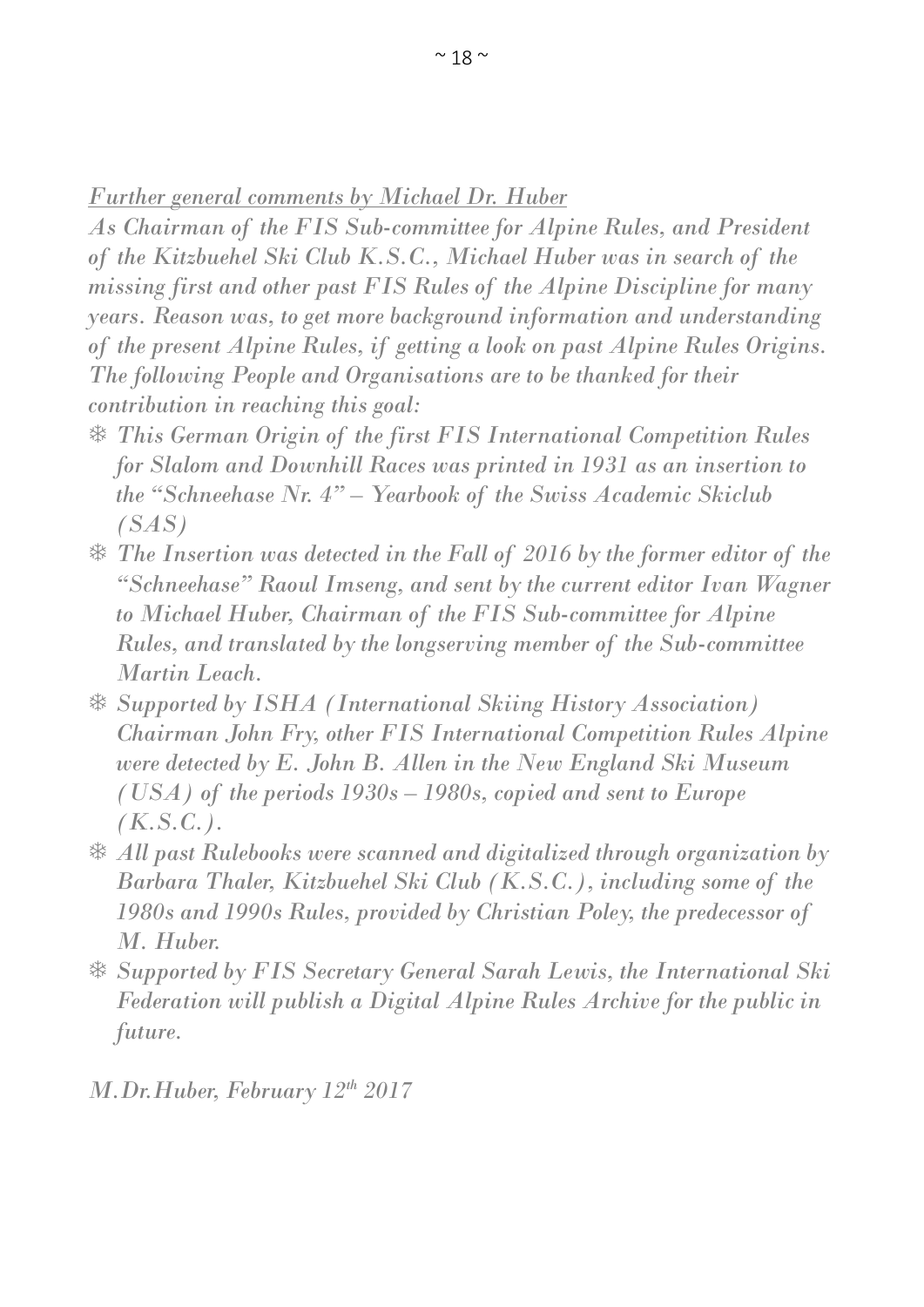*Further general comments by Michael Dr. Huber*

*As Chairman of the FIS Sub-committee for Alpine Rules, and President of the Kitzbuehel Ski Club K.S.C., Michael Huber was in search of the missing first and other past FIS Rules of the Alpine Discipline for many years. Reason was, to get more background information and understanding of the present Alpine Rules, if getting a look on past Alpine Rules Origins. The following People and Organisations are to be thanked for their contribution in reaching this goal:*

- ❄ *This German Origin of the first FIS International Competition Rules for Slalom and Downhill Races was printed in 1931 as an insertion to the "Schneehase Nr. 4" – Yearbook of the Swiss Academic Skiclub (SAS)*
- ❄ *The Insertion was detected in the Fall of 2016 by the former editor of the "Schneehase" Raoul Imseng, and sent by the current editor Ivan Wagner to Michael Huber, Chairman of the FIS Sub-committee for Alpine Rules, and translated by the longserving member of the Sub-committee Martin Leach.*
- ❄ *Supported by ISHA (International Skiing History Association) Chairman John Fry, other FIS International Competition Rules Alpine were detected by E. John B. Allen in the New England Ski Museum (USA) of the periods 1930s – 1980s, copied and sent to Europe (K.S.C.).*
- ❄ *All past Rulebooks were scanned and digitalized through organization by Barbara Thaler, Kitzbuehel Ski Club (K.S.C.), including some of the 1980s and 1990s Rules, provided by Christian Poley, the predecessor of M. Huber.*
- ❄ *Supported by FIS Secretary General Sarah Lewis, the International Ski Federation will publish a Digital Alpine Rules Archive for the public in future.*

*M.Dr.Huber, February 12th 2017*